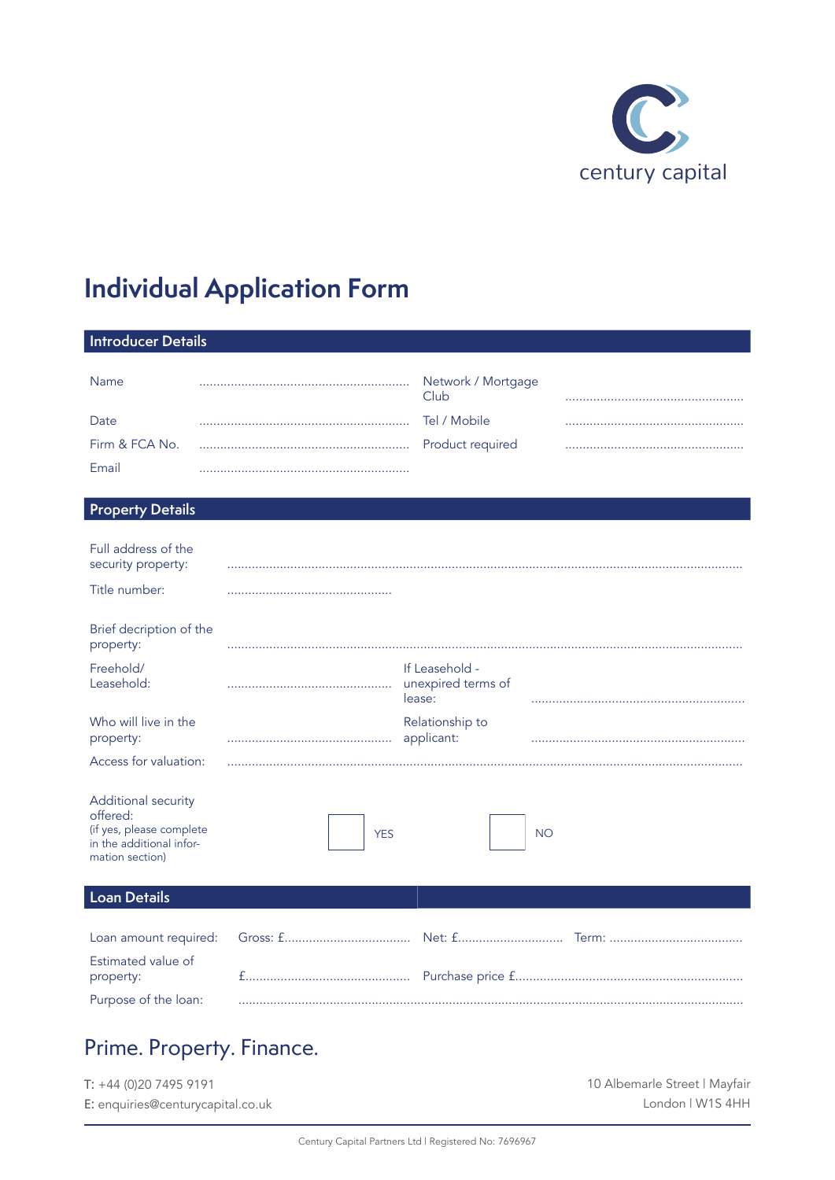century capital

# Individual Application Form

## Introducer Details

| | | | |
|---|---|---|---|
| Name | ........................................ | Network / Mortgage Club | ........................................ |
| Date | ........................................ | Tel / Mobile | ........................................ |
| Firm & FCA No. | ........................................ | Product required | ........................................ |
| Email | ........................................ | | |

## Property Details

Full address of the security property: ..........................................................................................

Title number: ........................................

Brief decription of the property: ..........................................................................................

| | | | |
|---|---|---|---|
| Freehold/ Leasehold: | ........................................ | If Leasehold - unexpired terms of lease: | ........................................ |
| Who will live in the property: | ........................................ | Relationship to applicant: | ........................................ |

Access for valuation: ..........................................................................................

Additional security offered:
(if yes, please complete in the additional information section)

☐ YES ☐ NO

## Loan Details

| | | | |
|---|---|---|---|
| Loan amount required: | Gross: £.............................. | Net: £.............................. | Term: .............................. |
| Estimated value of property: | £.............................. | Purchase price £.............................. | |
| Purpose of the loan: | .......................................................................... | | |

Prime. Property. Finance.

T: +44 (0)20 7495 9191
E: enquiries@centurycapital.co.uk

10 Albemarle Street | Mayfair
London | W1S 4HH

Century Capital Partners Ltd | Registered No: 7696967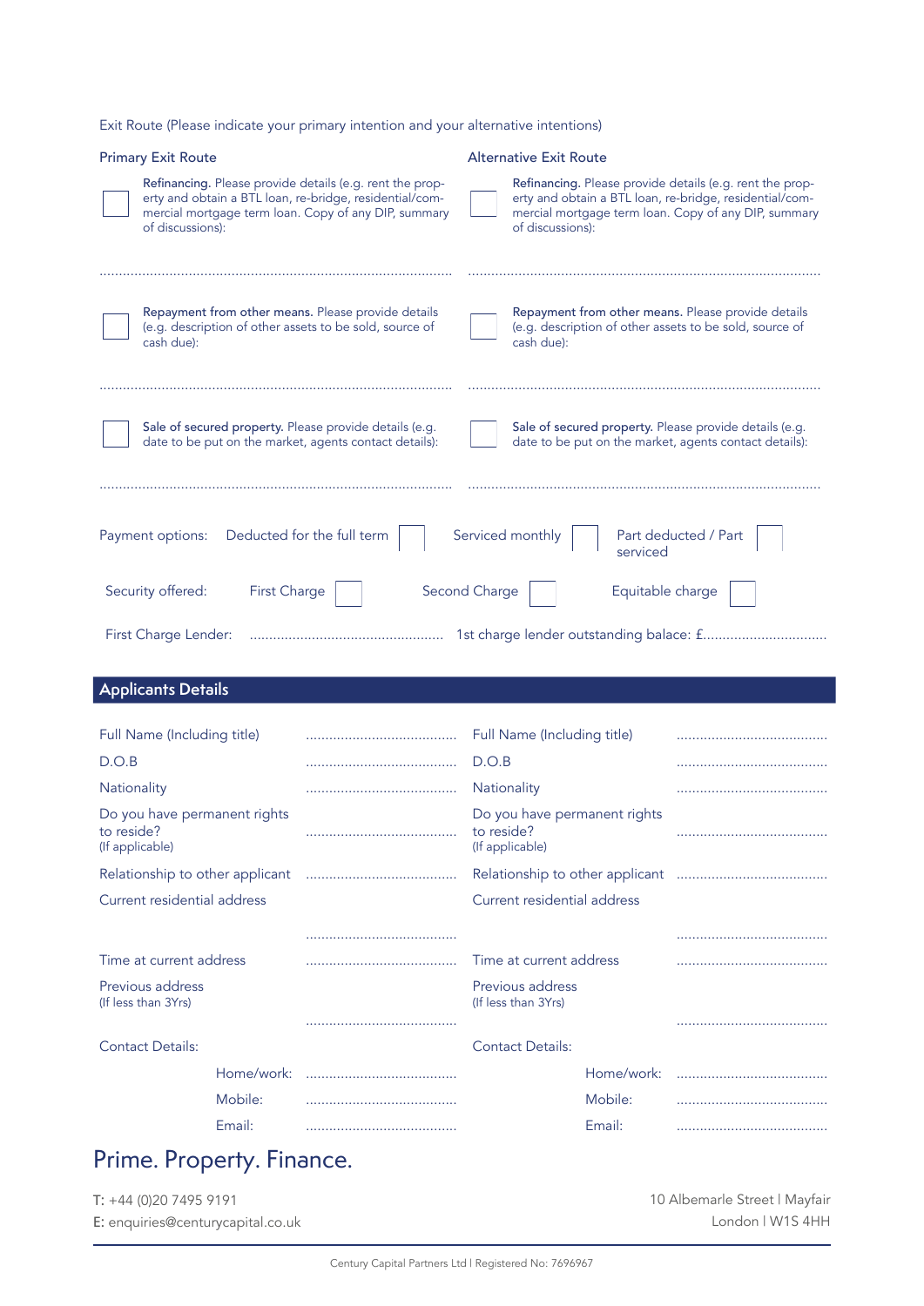Exit Route (Please indicate your primary intention and your alternative intentions)

| Primary Exit Route | Alternative Exit Route |
|---|---|
| ☐ **Refinancing.** Please provide details (e.g. rent the property and obtain a BTL loan, re-bridge, residential/commercial mortgage term loan. Copy of any DIP, summary of discussions): | ☐ **Refinancing.** Please provide details (e.g. rent the property and obtain a BTL loan, re-bridge, residential/commercial mortgage term loan. Copy of any DIP, summary of discussions): |
| ........................................................................................ | ........................................................................................ |
| ☐ **Repayment from other means.** Please provide details (e.g. description of other assets to be sold, source of cash due): | ☐ **Repayment from other means.** Please provide details (e.g. description of other assets to be sold, source of cash due): |
| ........................................................................................ | ........................................................................................ |
| ☐ **Sale of secured property.** Please provide details (e.g. date to be put on the market, agents contact details): | ☐ **Sale of secured property.** Please provide details (e.g. date to be put on the market, agents contact details): |
| ........................................................................................ | ........................................................................................ |

Payment options: Deducted for the full term ☐ Serviced monthly ☐ Part deducted / Part serviced ☐

Security offered: First Charge ☐ Second Charge ☐ Equitable charge ☐

First Charge Lender: ................................................. 1st charge lender outstanding balace: £................................

## Applicants Details

| | | | |
|---|---|---|---|
| Full Name (Including title) | ...................................... | Full Name (Including title) | ...................................... |
| D.O.B | ...................................... | D.O.B | ...................................... |
| Nationality | ...................................... | Nationality | ...................................... |
| Do you have permanent rights to reside? (If applicable) | ...................................... | Do you have permanent rights to reside? (If applicable) | ...................................... |
| Relationship to other applicant | ...................................... | Relationship to other applicant | ...................................... |
| Current residential address | ...................................... | Current residential address | ...................................... |
| Time at current address | ...................................... | Time at current address | ...................................... |
| Previous address (If less than 3Yrs) | ...................................... | Previous address (If less than 3Yrs) | ...................................... |
| Contact Details: | | Contact Details: | |
| Home/work: | ...................................... | Home/work: | ...................................... |
| Mobile: | ...................................... | Mobile: | ...................................... |
| Email: | ...................................... | Email: | ...................................... |

Prime. Property. Finance.

T: +44 (0)20 7495 9191
E: enquiries@centurycapital.co.uk

10 Albemarle Street | Mayfair
London | W1S 4HH

Century Capital Partners Ltd | Registered No: 7696967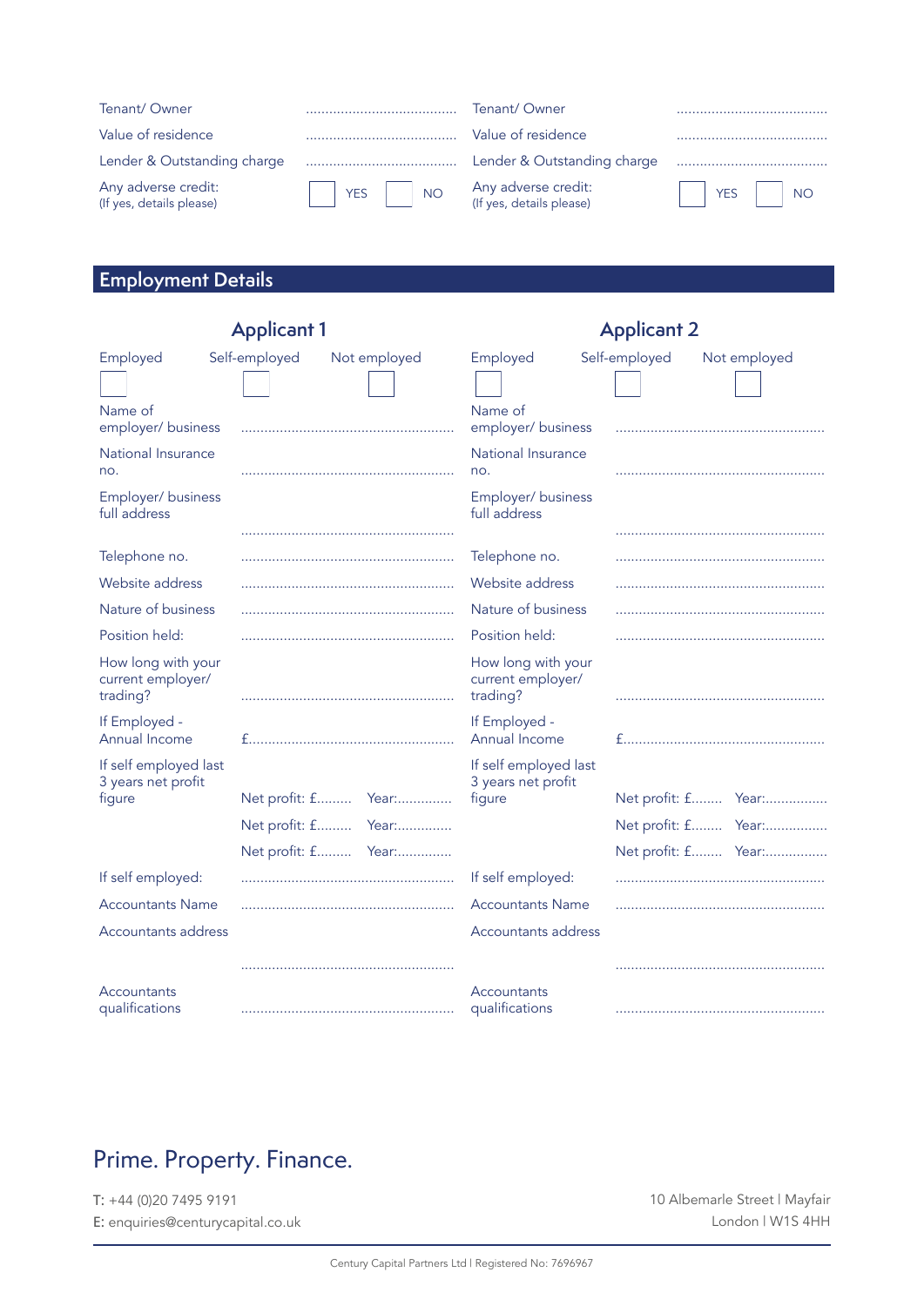| Tenant/ Owner | ...................................... | Tenant/ Owner | ...................................... |
|---|---|---|---|
| Value of residence | ...................................... | Value of residence | ...................................... |
| Lender & Outstanding charge | ...................................... | Lender & Outstanding charge | ...................................... |
| Any adverse credit: (If yes, details please) | ☐ YES ☐ NO | Any adverse credit: (If yes, details please) | ☐ YES ☐ NO |

## Employment Details

| Applicant 1 | | Applicant 2 | |
|---|---|---|---|
| Employed ☐ Self-employed ☐ Not employed ☐ | | Employed ☐ Self-employed ☐ Not employed ☐ | |
| Name of employer/ business | ...................................................... | Name of employer/ business | ...................................................... |
| National Insurance no. | ...................................................... | National Insurance no. | ...................................................... |
| Employer/ business full address | ...................................................... | Employer/ business full address | ...................................................... |
| Telephone no. | ...................................................... | Telephone no. | ...................................................... |
| Website address | ...................................................... | Website address | ...................................................... |
| Nature of business | ...................................................... | Nature of business | ...................................................... |
| Position held: | ...................................................... | Position held: | ...................................................... |
| How long with your current employer/ trading? | ...................................................... | How long with your current employer/ trading? | ...................................................... |
| If Employed - Annual Income | £.................................................... | If Employed - Annual Income | £.................................................... |
| If self employed last 3 years net profit figure | Net profit: £......... Year:.............. | If self employed last 3 years net profit figure | Net profit: £........ Year:................ |
| | Net profit: £......... Year:.............. | | Net profit: £........ Year:................ |
| | Net profit: £......... Year:.............. | | Net profit: £........ Year:................ |
| If self employed: | ...................................................... | If self employed: | ...................................................... |
| Accountants Name | ...................................................... | Accountants Name | ...................................................... |
| Accountants address | ...................................................... | Accountants address | ...................................................... |
| Accountants qualifications | ...................................................... | Accountants qualifications | ...................................................... |

## Prime. Property. Finance.

T: +44 (0)20 7495 9191
E: enquiries@centurycapital.co.uk

10 Albemarle Street | Mayfair
London | W1S 4HH

Century Capital Partners Ltd | Registered No: 7696967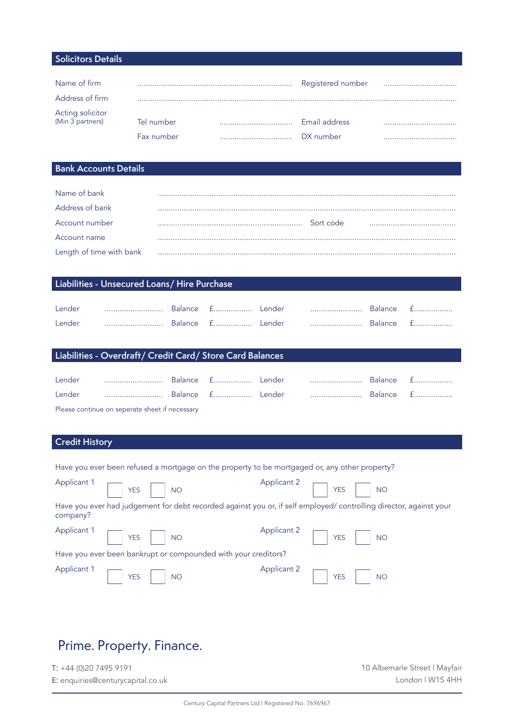## Solicitors Details

Name of firm ........................................................................ Registered number ..................................

Address of firm ........................................................................................................................................................

Acting solicitor (Min 3 partners)

Tel number .................................. Email address ..................................

Fax number .................................. DX number ..................................

## Bank Accounts Details

Name of bank ........................................................................................................................................

Address of bank ........................................................................................................................................

Account number .................................................................. Sort code ........................................

Account name ........................................................................................................................................

Length of time with bank ........................................................................................................................................

## Liabilities - Unsecured Loans/ Hire Purchase

| Lender | | Balance | | Lender | | Balance | |
|---|---|---|---|---|---|---|---|
| Lender | ........................... | Balance | £................. | Lender | ........................ | Balance | £................. |
| Lender | ........................... | Balance | £................. | Lender | ........................ | Balance | £................. |

## Liabilities - Overdraft/ Credit Card/ Store Card Balances

| Lender | | Balance | | Lender | | Balance | |
|---|---|---|---|---|---|---|---|
| Lender | ........................... | Balance | £................. | Lender | ........................ | Balance | £................. |
| Lender | ........................... | Balance | £................. | Lender | ........................ | Balance | £................. |

Please continue on seperate sheet if necessary

## Credit History

Have you ever been refused a mortgage on the property to be mortgaged or, any other property?

Applicant 1 ☐ YES ☐ NO Applicant 2 ☐ YES ☐ NO

Have you ever had judgement for debt recorded against you or, if self employed/ controlling director, against your company?

Applicant 1 ☐ YES ☐ NO Applicant 2 ☐ YES ☐ NO

Have you ever been bankrupt or compounded with your creditors?

Applicant 1 ☐ YES ☐ NO Applicant 2 ☐ YES ☐ NO

Prime. Property. Finance.

T: +44 (0)20 7495 9191
E: enquiries@centurycapital.co.uk

10 Albemarle Street | Mayfair
London | W1S 4HH

Century Capital Partners Ltd | Registered No: 7696967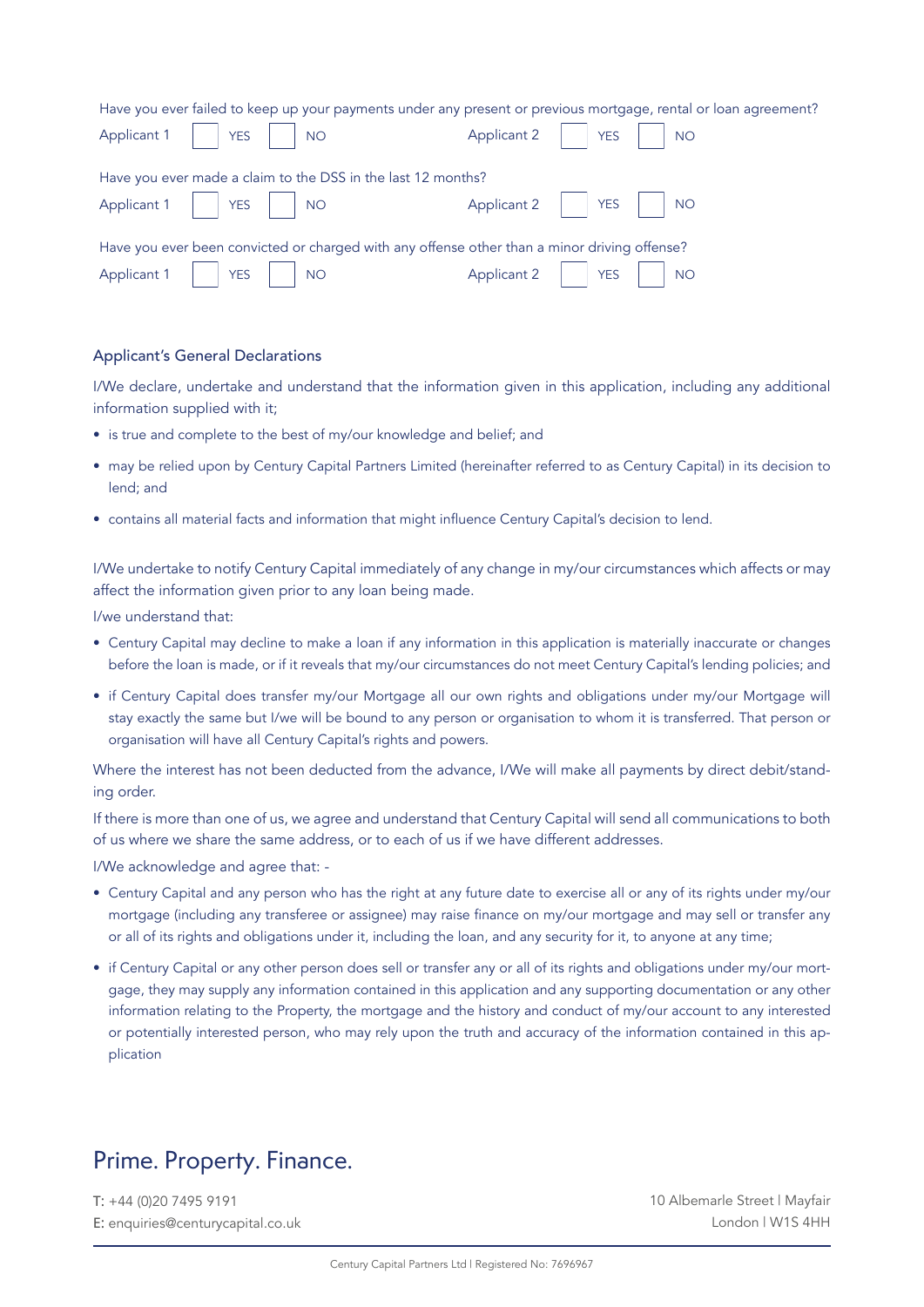Have you ever failed to keep up your payments under any present or previous mortgage, rental or loan agreement?

Applicant 1 ☐ YES ☐ NO Applicant 2 ☐ YES ☐ NO

Have you ever made a claim to the DSS in the last 12 months?

Applicant 1 ☐ YES ☐ NO Applicant 2 ☐ YES ☐ NO

Have you ever been convicted or charged with any offense other than a minor driving offense?

Applicant 1 ☐ YES ☐ NO Applicant 2 ☐ YES ☐ NO

## Applicant's General Declarations

I/We declare, undertake and understand that the information given in this application, including any additional information supplied with it;

- is true and complete to the best of my/our knowledge and belief; and
- may be relied upon by Century Capital Partners Limited (hereinafter referred to as Century Capital) in its decision to lend; and
- contains all material facts and information that might influence Century Capital's decision to lend.

I/We undertake to notify Century Capital immediately of any change in my/our circumstances which affects or may affect the information given prior to any loan being made.

I/we understand that:

- Century Capital may decline to make a loan if any information in this application is materially inaccurate or changes before the loan is made, or if it reveals that my/our circumstances do not meet Century Capital's lending policies; and
- if Century Capital does transfer my/our Mortgage all our own rights and obligations under my/our Mortgage will stay exactly the same but I/we will be bound to any person or organisation to whom it is transferred. That person or organisation will have all Century Capital's rights and powers.

Where the interest has not been deducted from the advance, I/We will make all payments by direct debit/standing order.

If there is more than one of us, we agree and understand that Century Capital will send all communications to both of us where we share the same address, or to each of us if we have different addresses.

I/We acknowledge and agree that: -

- Century Capital and any person who has the right at any future date to exercise all or any of its rights under my/our mortgage (including any transferee or assignee) may raise finance on my/our mortgage and may sell or transfer any or all of its rights and obligations under it, including the loan, and any security for it, to anyone at any time;
- if Century Capital or any other person does sell or transfer any or all of its rights and obligations under my/our mortgage, they may supply any information contained in this application and any supporting documentation or any other information relating to the Property, the mortgage and the history and conduct of my/our account to any interested or potentially interested person, who may rely upon the truth and accuracy of the information contained in this application

## Prime. Property. Finance.

T: +44 (0)20 7495 9191
E: enquiries@centurycapital.co.uk

10 Albemarle Street | Mayfair
London | W1S 4HH

Century Capital Partners Ltd | Registered No: 7696967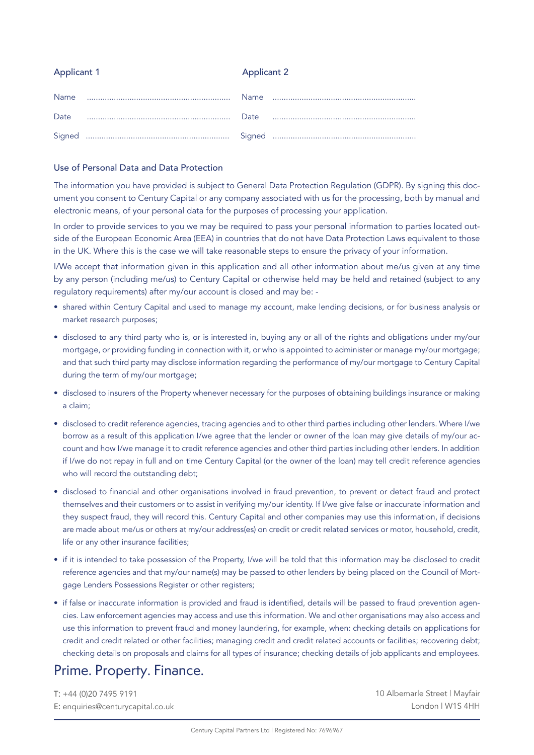| Applicant 1 | | Applicant 2 | |
|---|---|---|---|
| Name | ................................................................ | Name | ................................................................ |
| Date | ................................................................ | Date | ................................................................ |
| Signed | ................................................................ | Signed | ................................................................ |

## Use of Personal Data and Data Protection

The information you have provided is subject to General Data Protection Regulation (GDPR). By signing this document you consent to Century Capital or any company associated with us for the processing, both by manual and electronic means, of your personal data for the purposes of processing your application.

In order to provide services to you we may be required to pass your personal information to parties located outside of the European Economic Area (EEA) in countries that do not have Data Protection Laws equivalent to those in the UK. Where this is the case we will take reasonable steps to ensure the privacy of your information.

I/We accept that information given in this application and all other information about me/us given at any time by any person (including me/us) to Century Capital or otherwise held may be held and retained (subject to any regulatory requirements) after my/our account is closed and may be: -

- shared within Century Capital and used to manage my account, make lending decisions, or for business analysis or market research purposes;
- disclosed to any third party who is, or is interested in, buying any or all of the rights and obligations under my/our mortgage, or providing funding in connection with it, or who is appointed to administer or manage my/our mortgage; and that such third party may disclose information regarding the performance of my/our mortgage to Century Capital during the term of my/our mortgage;
- disclosed to insurers of the Property whenever necessary for the purposes of obtaining buildings insurance or making a claim;
- disclosed to credit reference agencies, tracing agencies and to other third parties including other lenders. Where I/we borrow as a result of this application I/we agree that the lender or owner of the loan may give details of my/our account and how I/we manage it to credit reference agencies and other third parties including other lenders. In addition if I/we do not repay in full and on time Century Capital (or the owner of the loan) may tell credit reference agencies who will record the outstanding debt;
- disclosed to financial and other organisations involved in fraud prevention, to prevent or detect fraud and protect themselves and their customers or to assist in verifying my/our identity. If I/we give false or inaccurate information and they suspect fraud, they will record this. Century Capital and other companies may use this information, if decisions are made about me/us or others at my/our address(es) on credit or credit related services or motor, household, credit, life or any other insurance facilities;
- if it is intended to take possession of the Property, I/we will be told that this information may be disclosed to credit reference agencies and that my/our name(s) may be passed to other lenders by being placed on the Council of Mortgage Lenders Possessions Register or other registers;
- if false or inaccurate information is provided and fraud is identified, details will be passed to fraud prevention agencies. Law enforcement agencies may access and use this information. We and other organisations may also access and use this information to prevent fraud and money laundering, for example, when: checking details on applications for credit and credit related or other facilities; managing credit and credit related accounts or facilities; recovering debt; checking details on proposals and claims for all types of insurance; checking details of job applicants and employees.

Prime. Property. Finance.

T: +44 (0)20 7495 9191
E: enquiries@centurycapital.co.uk

10 Albemarle Street | Mayfair
London | W1S 4HH

Century Capital Partners Ltd | Registered No: 7696967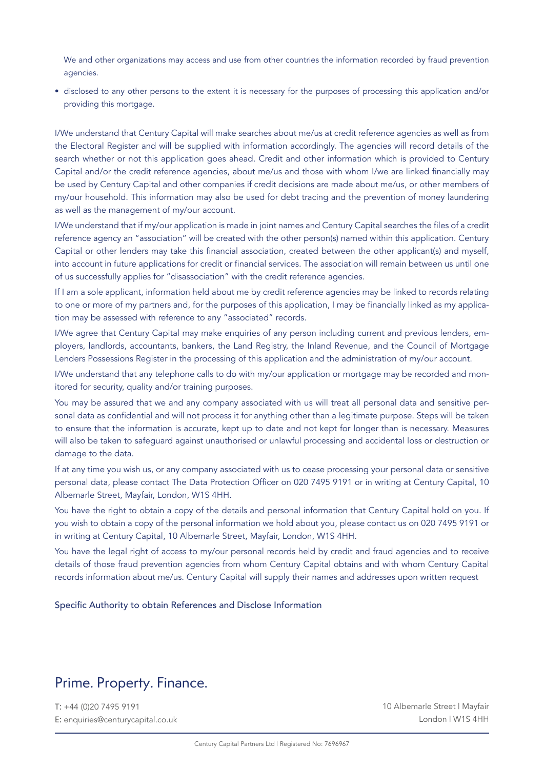We and other organizations may access and use from other countries the information recorded by fraud prevention agencies.

- disclosed to any other persons to the extent it is necessary for the purposes of processing this application and/or providing this mortgage.

I/We understand that Century Capital will make searches about me/us at credit reference agencies as well as from the Electoral Register and will be supplied with information accordingly. The agencies will record details of the search whether or not this application goes ahead. Credit and other information which is provided to Century Capital and/or the credit reference agencies, about me/us and those with whom I/we are linked financially may be used by Century Capital and other companies if credit decisions are made about me/us, or other members of my/our household. This information may also be used for debt tracing and the prevention of money laundering as well as the management of my/our account.

I/We understand that if my/our application is made in joint names and Century Capital searches the files of a credit reference agency an "association" will be created with the other person(s) named within this application. Century Capital or other lenders may take this financial association, created between the other applicant(s) and myself, into account in future applications for credit or financial services. The association will remain between us until one of us successfully applies for "disassociation" with the credit reference agencies.

If I am a sole applicant, information held about me by credit reference agencies may be linked to records relating to one or more of my partners and, for the purposes of this application, I may be financially linked as my application may be assessed with reference to any "associated" records.

I/We agree that Century Capital may make enquiries of any person including current and previous lenders, employers, landlords, accountants, bankers, the Land Registry, the Inland Revenue, and the Council of Mortgage Lenders Possessions Register in the processing of this application and the administration of my/our account.

I/We understand that any telephone calls to do with my/our application or mortgage may be recorded and monitored for security, quality and/or training purposes.

You may be assured that we and any company associated with us will treat all personal data and sensitive personal data as confidential and will not process it for anything other than a legitimate purpose. Steps will be taken to ensure that the information is accurate, kept up to date and not kept for longer than is necessary. Measures will also be taken to safeguard against unauthorised or unlawful processing and accidental loss or destruction or damage to the data.

If at any time you wish us, or any company associated with us to cease processing your personal data or sensitive personal data, please contact The Data Protection Officer on 020 7495 9191 or in writing at Century Capital, 10 Albemarle Street, Mayfair, London, W1S 4HH.

You have the right to obtain a copy of the details and personal information that Century Capital hold on you. If you wish to obtain a copy of the personal information we hold about you, please contact us on 020 7495 9191 or in writing at Century Capital, 10 Albemarle Street, Mayfair, London, W1S 4HH.

You have the legal right of access to my/our personal records held by credit and fraud agencies and to receive details of those fraud prevention agencies from whom Century Capital obtains and with whom Century Capital records information about me/us. Century Capital will supply their names and addresses upon written request

Specific Authority to obtain References and Disclose Information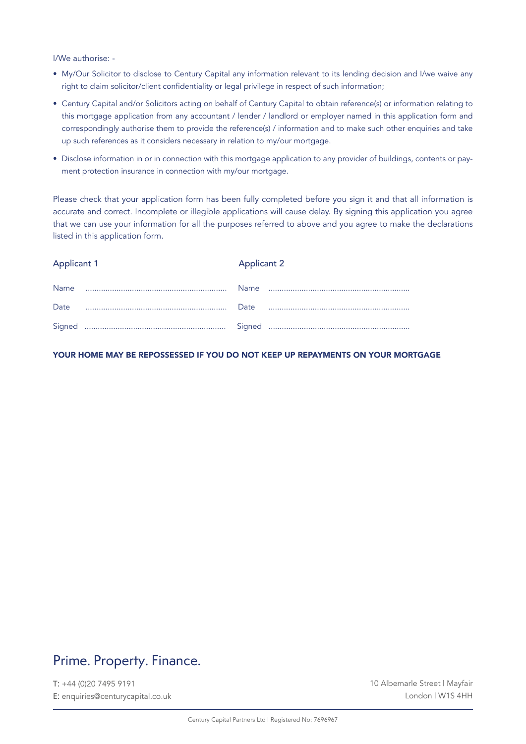I/We authorise: -

- My/Our Solicitor to disclose to Century Capital any information relevant to its lending decision and I/we waive any right to claim solicitor/client confidentiality or legal privilege in respect of such information;
- Century Capital and/or Solicitors acting on behalf of Century Capital to obtain reference(s) or information relating to this mortgage application from any accountant / lender / landlord or employer named in this application form and correspondingly authorise them to provide the reference(s) / information and to make such other enquiries and take up such references as it considers necessary in relation to my/our mortgage.
- Disclose information in or in connection with this mortgage application to any provider of buildings, contents or payment protection insurance in connection with my/our mortgage.

Please check that your application form has been fully completed before you sign it and that all information is accurate and correct. Incomplete or illegible applications will cause delay. By signing this application you agree that we can use your information for all the purposes referred to above and you agree to make the declarations listed in this application form.

| Applicant 1 | Applicant 2 |
|---|---|
| Name ................................................................ | Name ................................................................ |
| Date ................................................................ | Date ................................................................ |
| Signed ................................................................ | Signed ................................................................ |

**YOUR HOME MAY BE REPOSSESSED IF YOU DO NOT KEEP UP REPAYMENTS ON YOUR MORTGAGE**

Prime. Property. Finance.

T: +44 (0)20 7495 9191
E: enquiries@centurycapital.co.uk

10 Albemarle Street | Mayfair
London | W1S 4HH

Century Capital Partners Ltd | Registered No: 7696967